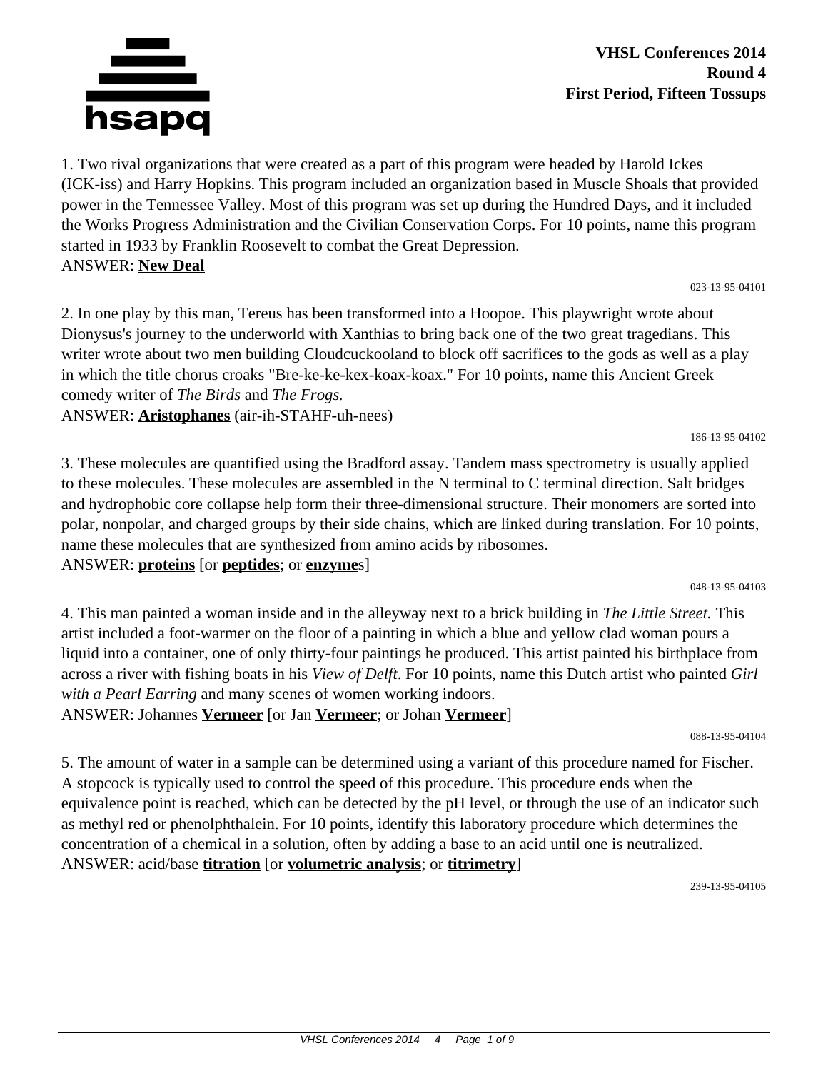VHSL Conferences 2014
Round 4
First Period, Fifteen Tossups

1. Two rival organizations that were created as a part of this program were headed by Harold Ickes (ICK-iss) and Harry Hopkins. This program included an organization based in Muscle Shoals that provided power in the Tennessee Valley. Most of this program was set up during the Hundred Days, and it included the Works Progress Administration and the Civilian Conservation Corps. For 10 points, name this program started in 1933 by Franklin Roosevelt to combat the Great Depression.
ANSWER: **New Deal**

023-13-95-04101

2. In one play by this man, Tereus has been transformed into a Hoopoe. This playwright wrote about Dionysus's journey to the underworld with Xanthias to bring back one of the two great tragedians. This writer wrote about two men building Cloudcuckooland to block off sacrifices to the gods as well as a play in which the title chorus croaks "Bre-ke-ke-kex-koax-koax." For 10 points, name this Ancient Greek comedy writer of *The Birds* and *The Frogs.*
ANSWER: **Aristophanes** (air-ih-STAHF-uh-nees)

186-13-95-04102

3. These molecules are quantified using the Bradford assay. Tandem mass spectrometry is usually applied to these molecules. These molecules are assembled in the N terminal to C terminal direction. Salt bridges and hydrophobic core collapse help form their three-dimensional structure. Their monomers are sorted into polar, nonpolar, and charged groups by their side chains, which are linked during translation. For 10 points, name these molecules that are synthesized from amino acids by ribosomes.
ANSWER: **proteins** [or **peptides**; or **enzyme**s]

048-13-95-04103

4. This man painted a woman inside and in the alleyway next to a brick building in *The Little Street.* This artist included a foot-warmer on the floor of a painting in which a blue and yellow clad woman pours a liquid into a container, one of only thirty-four paintings he produced. This artist painted his birthplace from across a river with fishing boats in his *View of Delft*. For 10 points, name this Dutch artist who painted *Girl with a Pearl Earring* and many scenes of women working indoors.
ANSWER: Johannes **Vermeer** [or Jan **Vermeer**; or Johan **Vermeer**]

088-13-95-04104

5. The amount of water in a sample can be determined using a variant of this procedure named for Fischer. A stopcock is typically used to control the speed of this procedure. This procedure ends when the equivalence point is reached, which can be detected by the pH level, or through the use of an indicator such as methyl red or phenolphthalein. For 10 points, identify this laboratory procedure which determines the concentration of a chemical in a solution, often by adding a base to an acid until one is neutralized.
ANSWER: acid/base **titration** [or **volumetric analysis**; or **titrimetry**]

239-13-95-04105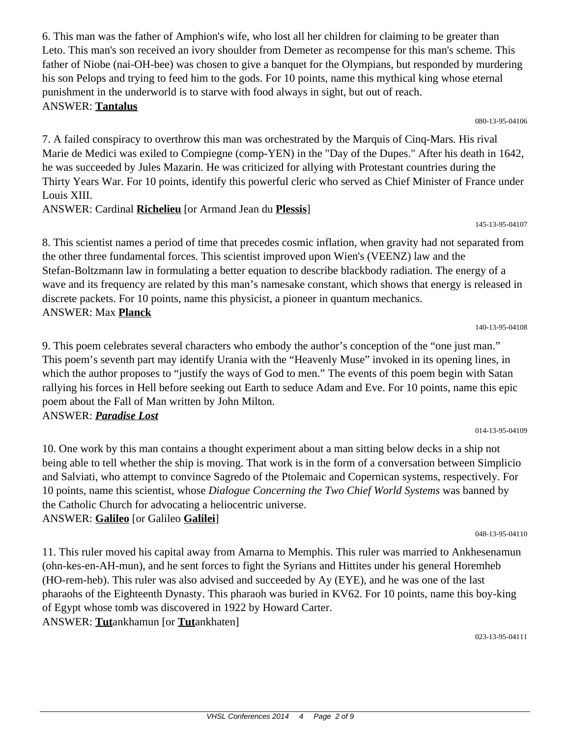6. This man was the father of Amphion's wife, who lost all her children for claiming to be greater than Leto. This man's son received an ivory shoulder from Demeter as recompense for this man's scheme. This father of Niobe (nai-OH-bee) was chosen to give a banquet for the Olympians, but responded by murdering his son Pelops and trying to feed him to the gods. For 10 points, name this mythical king whose eternal punishment in the underworld is to starve with food always in sight, but out of reach.
ANSWER: **Tantalus**

080-13-95-04106

7. A failed conspiracy to overthrow this man was orchestrated by the Marquis of Cinq-Mars. His rival Marie de Medici was exiled to Compiegne (comp-YEN) in the "Day of the Dupes." After his death in 1642, he was succeeded by Jules Mazarin. He was criticized for allying with Protestant countries during the Thirty Years War. For 10 points, identify this powerful cleric who served as Chief Minister of France under Louis XIII.
ANSWER: Cardinal **Richelieu** [or Armand Jean du **Plessis**]

145-13-95-04107

8. This scientist names a period of time that precedes cosmic inflation, when gravity had not separated from the other three fundamental forces. This scientist improved upon Wien's (VEENZ) law and the Stefan-Boltzmann law in formulating a better equation to describe blackbody radiation. The energy of a wave and its frequency are related by this man's namesake constant, which shows that energy is released in discrete packets. For 10 points, name this physicist, a pioneer in quantum mechanics.
ANSWER: Max **Planck**

140-13-95-04108

9. This poem celebrates several characters who embody the author's conception of the "one just man." This poem's seventh part may identify Urania with the "Heavenly Muse" invoked in its opening lines, in which the author proposes to "justify the ways of God to men." The events of this poem begin with Satan rallying his forces in Hell before seeking out Earth to seduce Adam and Eve. For 10 points, name this epic poem about the Fall of Man written by John Milton.
ANSWER: ***Paradise Lost***

014-13-95-04109

10. One work by this man contains a thought experiment about a man sitting below decks in a ship not being able to tell whether the ship is moving. That work is in the form of a conversation between Simplicio and Salviati, who attempt to convince Sagredo of the Ptolemaic and Copernican systems, respectively. For 10 points, name this scientist, whose *Dialogue Concerning the Two Chief World Systems* was banned by the Catholic Church for advocating a heliocentric universe.
ANSWER: **Galileo** [or Galileo **Galilei**]

048-13-95-04110

11. This ruler moved his capital away from Amarna to Memphis. This ruler was married to Ankhesenamun (ohn-kes-en-AH-mun), and he sent forces to fight the Syrians and Hittites under his general Horemheb (HO-rem-heb). This ruler was also advised and succeeded by Ay (EYE), and he was one of the last pharaohs of the Eighteenth Dynasty. This pharaoh was buried in KV62. For 10 points, name this boy-king of Egypt whose tomb was discovered in 1922 by Howard Carter.
ANSWER: **Tut**ankhamun [or **Tut**ankhaten]

023-13-95-04111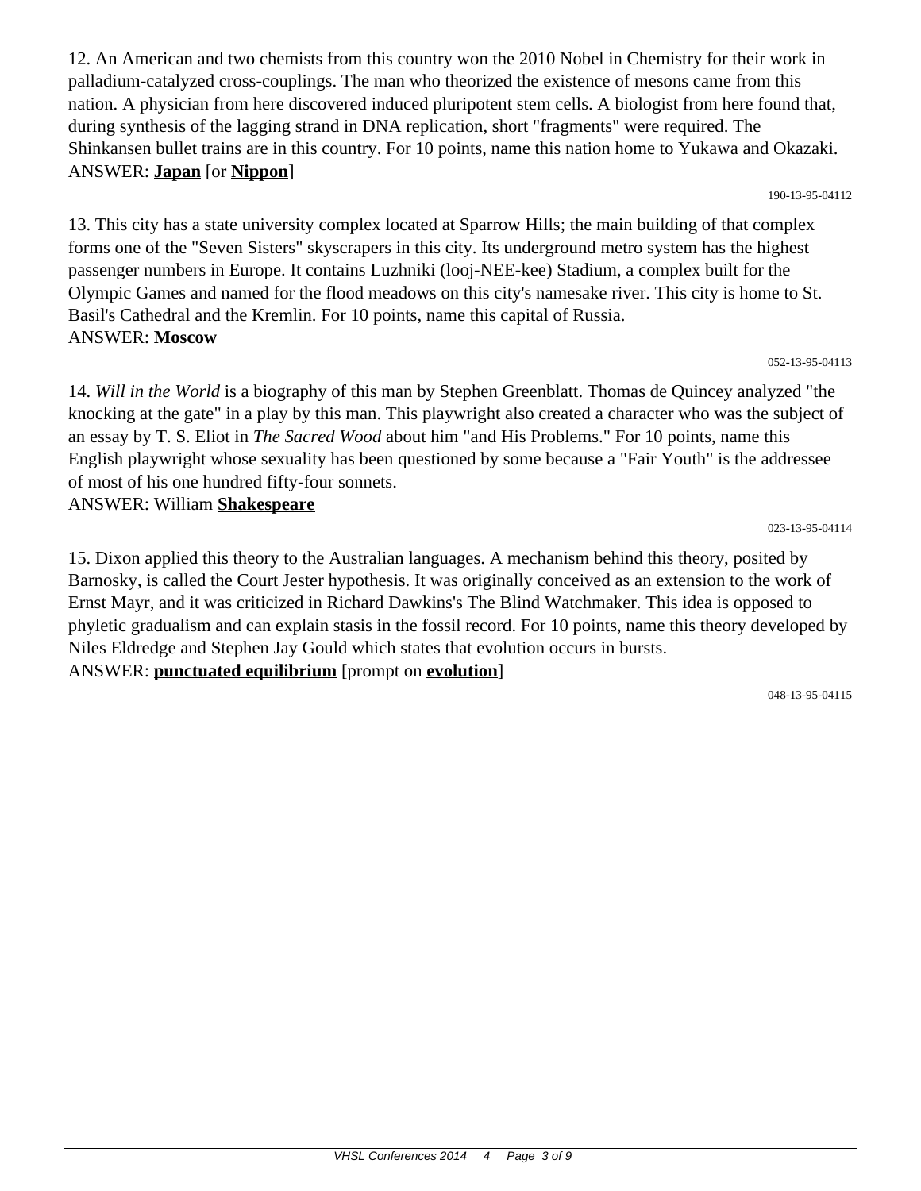12. An American and two chemists from this country won the 2010 Nobel in Chemistry for their work in palladium-catalyzed cross-couplings. The man who theorized the existence of mesons came from this nation. A physician from here discovered induced pluripotent stem cells. A biologist from here found that, during synthesis of the lagging strand in DNA replication, short "fragments" were required. The Shinkansen bullet trains are in this country. For 10 points, name this nation home to Yukawa and Okazaki.
ANSWER: **Japan** [or **Nippon**]

190-13-95-04112

13. This city has a state university complex located at Sparrow Hills; the main building of that complex forms one of the "Seven Sisters" skyscrapers in this city. Its underground metro system has the highest passenger numbers in Europe. It contains Luzhniki (looj-NEE-kee) Stadium, a complex built for the Olympic Games and named for the flood meadows on this city's namesake river. This city is home to St. Basil's Cathedral and the Kremlin. For 10 points, name this capital of Russia.
ANSWER: **Moscow**

052-13-95-04113

14. *Will in the World* is a biography of this man by Stephen Greenblatt. Thomas de Quincey analyzed "the knocking at the gate" in a play by this man. This playwright also created a character who was the subject of an essay by T. S. Eliot in *The Sacred Wood* about him "and His Problems." For 10 points, name this English playwright whose sexuality has been questioned by some because a "Fair Youth" is the addressee of most of his one hundred fifty-four sonnets.
ANSWER: William **Shakespeare**

023-13-95-04114

15. Dixon applied this theory to the Australian languages. A mechanism behind this theory, posited by Barnosky, is called the Court Jester hypothesis. It was originally conceived as an extension to the work of Ernst Mayr, and it was criticized in Richard Dawkins's The Blind Watchmaker. This idea is opposed to phyletic gradualism and can explain stasis in the fossil record. For 10 points, name this theory developed by Niles Eldredge and Stephen Jay Gould which states that evolution occurs in bursts.
ANSWER: **punctuated equilibrium** [prompt on **evolution**]

048-13-95-04115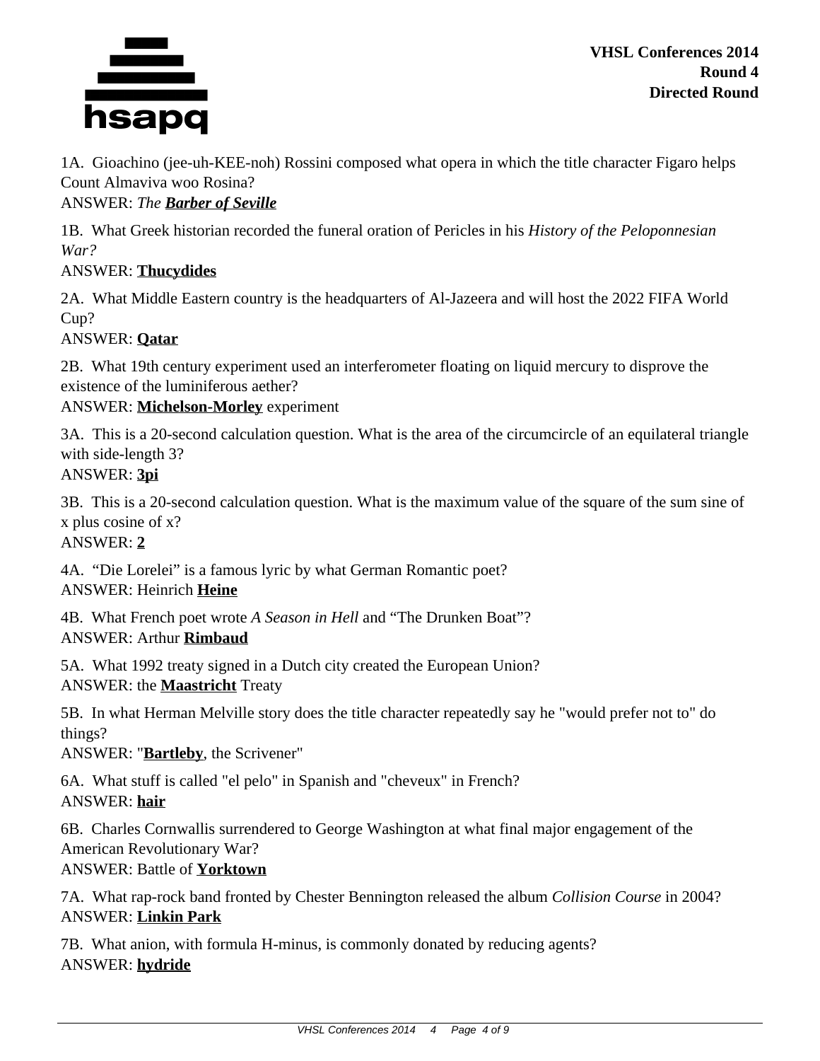**VHSL Conferences 2014**
**Round 4**
**Directed Round**

1A. Gioachino (jee-uh-KEE-noh) Rossini composed what opera in which the title character Figaro helps Count Almaviva woo Rosina?
ANSWER: *The **Barber of Seville***

1B. What Greek historian recorded the funeral oration of Pericles in his *History of the Peloponnesian War?*
ANSWER: **Thucydides**

2A. What Middle Eastern country is the headquarters of Al-Jazeera and will host the 2022 FIFA World Cup?
ANSWER: **Qatar**

2B. What 19th century experiment used an interferometer floating on liquid mercury to disprove the existence of the luminiferous aether?
ANSWER: **Michelson-Morley** experiment

3A. This is a 20-second calculation question. What is the area of the circumcircle of an equilateral triangle with side-length 3?
ANSWER: **3pi**

3B. This is a 20-second calculation question. What is the maximum value of the square of the sum sine of x plus cosine of x?
ANSWER: **2**

4A. "Die Lorelei" is a famous lyric by what German Romantic poet?
ANSWER: Heinrich **Heine**

4B. What French poet wrote *A Season in Hell* and "The Drunken Boat"?
ANSWER: Arthur **Rimbaud**

5A. What 1992 treaty signed in a Dutch city created the European Union?
ANSWER: the **Maastricht** Treaty

5B. In what Herman Melville story does the title character repeatedly say he "would prefer not to" do things?
ANSWER: "**Bartleby**, the Scrivener"

6A. What stuff is called "el pelo" in Spanish and "cheveux" in French?
ANSWER: **hair**

6B. Charles Cornwallis surrendered to George Washington at what final major engagement of the American Revolutionary War?
ANSWER: Battle of **Yorktown**

7A. What rap-rock band fronted by Chester Bennington released the album *Collision Course* in 2004?
ANSWER: **Linkin Park**

7B. What anion, with formula H-minus, is commonly donated by reducing agents?
ANSWER: **hydride**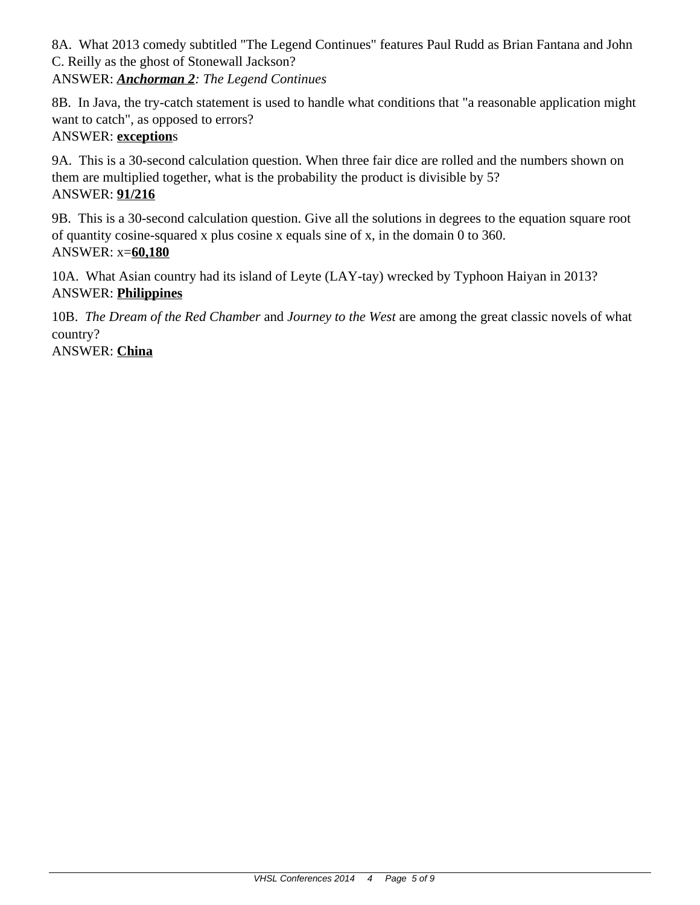8A. What 2013 comedy subtitled "The Legend Continues" features Paul Rudd as Brian Fantana and John C. Reilly as the ghost of Stonewall Jackson?
ANSWER: ***Anchorman 2****: The Legend Continues*

8B. In Java, the try-catch statement is used to handle what conditions that "a reasonable application might want to catch", as opposed to errors?
ANSWER: **exception**s

9A. This is a 30-second calculation question. When three fair dice are rolled and the numbers shown on them are multiplied together, what is the probability the product is divisible by 5?
ANSWER: **91/216**

9B. This is a 30-second calculation question. Give all the solutions in degrees to the equation square root of quantity cosine-squared x plus cosine x equals sine of x, in the domain 0 to 360.
ANSWER: x=**60,180**

10A. What Asian country had its island of Leyte (LAY-tay) wrecked by Typhoon Haiyan in 2013?
ANSWER: **Philippines**

10B. *The Dream of the Red Chamber* and *Journey to the West* are among the great classic novels of what country?
ANSWER: **China**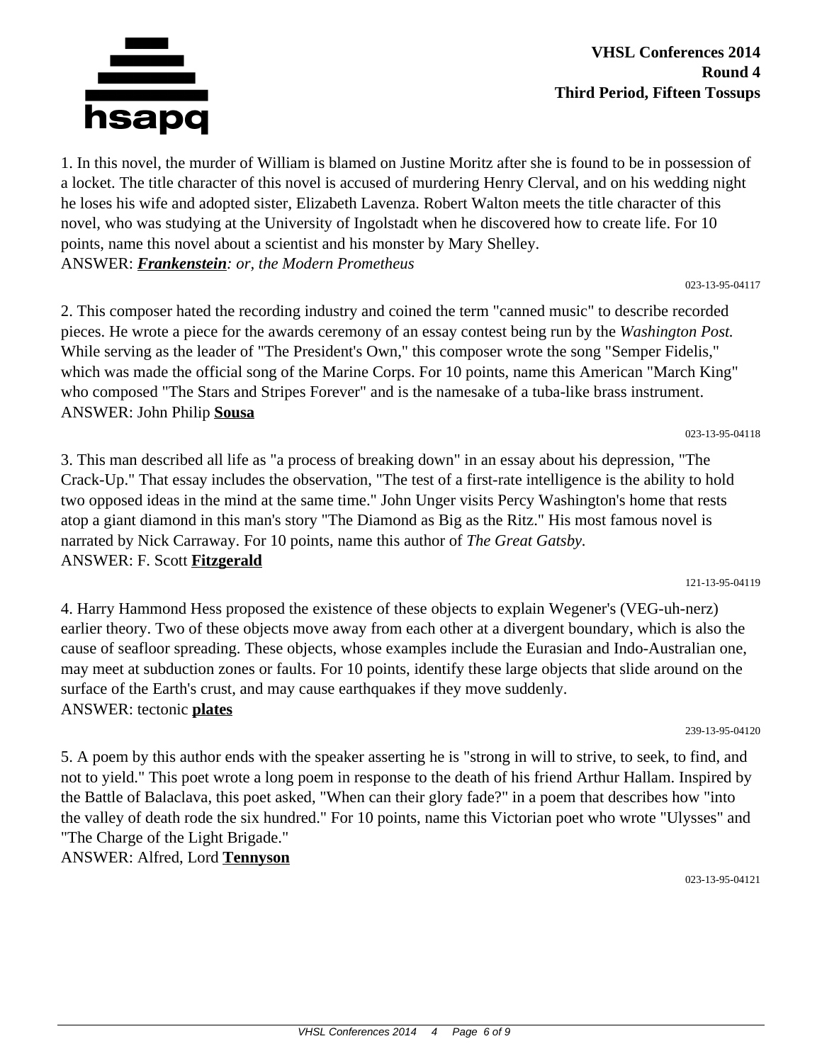1. In this novel, the murder of William is blamed on Justine Moritz after she is found to be in possession of a locket. The title character of this novel is accused of murdering Henry Clerval, and on his wedding night he loses his wife and adopted sister, Elizabeth Lavenza. Robert Walton meets the title character of this novel, who was studying at the University of Ingolstadt when he discovered how to create life. For 10 points, name this novel about a scientist and his monster by Mary Shelley.
ANSWER: ***Frankenstein****: or, the Modern Prometheus*

023-13-95-04117

2. This composer hated the recording industry and coined the term "canned music" to describe recorded pieces. He wrote a piece for the awards ceremony of an essay contest being run by the *Washington Post.* While serving as the leader of "The President's Own," this composer wrote the song "Semper Fidelis," which was made the official song of the Marine Corps. For 10 points, name this American "March King" who composed "The Stars and Stripes Forever" and is the namesake of a tuba-like brass instrument.
ANSWER: John Philip **Sousa**

023-13-95-04118

3. This man described all life as "a process of breaking down" in an essay about his depression, "The Crack-Up." That essay includes the observation, "The test of a first-rate intelligence is the ability to hold two opposed ideas in the mind at the same time." John Unger visits Percy Washington's home that rests atop a giant diamond in this man's story "The Diamond as Big as the Ritz." His most famous novel is narrated by Nick Carraway. For 10 points, name this author of *The Great Gatsby.*
ANSWER: F. Scott **Fitzgerald**

121-13-95-04119

4. Harry Hammond Hess proposed the existence of these objects to explain Wegener's (VEG-uh-nerz) earlier theory. Two of these objects move away from each other at a divergent boundary, which is also the cause of seafloor spreading. These objects, whose examples include the Eurasian and Indo-Australian one, may meet at subduction zones or faults. For 10 points, identify these large objects that slide around on the surface of the Earth's crust, and may cause earthquakes if they move suddenly.
ANSWER: tectonic **plates**

239-13-95-04120

5. A poem by this author ends with the speaker asserting he is "strong in will to strive, to seek, to find, and not to yield." This poet wrote a long poem in response to the death of his friend Arthur Hallam. Inspired by the Battle of Balaclava, this poet asked, "When can their glory fade?" in a poem that describes how "into the valley of death rode the six hundred." For 10 points, name this Victorian poet who wrote "Ulysses" and "The Charge of the Light Brigade."
ANSWER: Alfred, Lord **Tennyson**

023-13-95-04121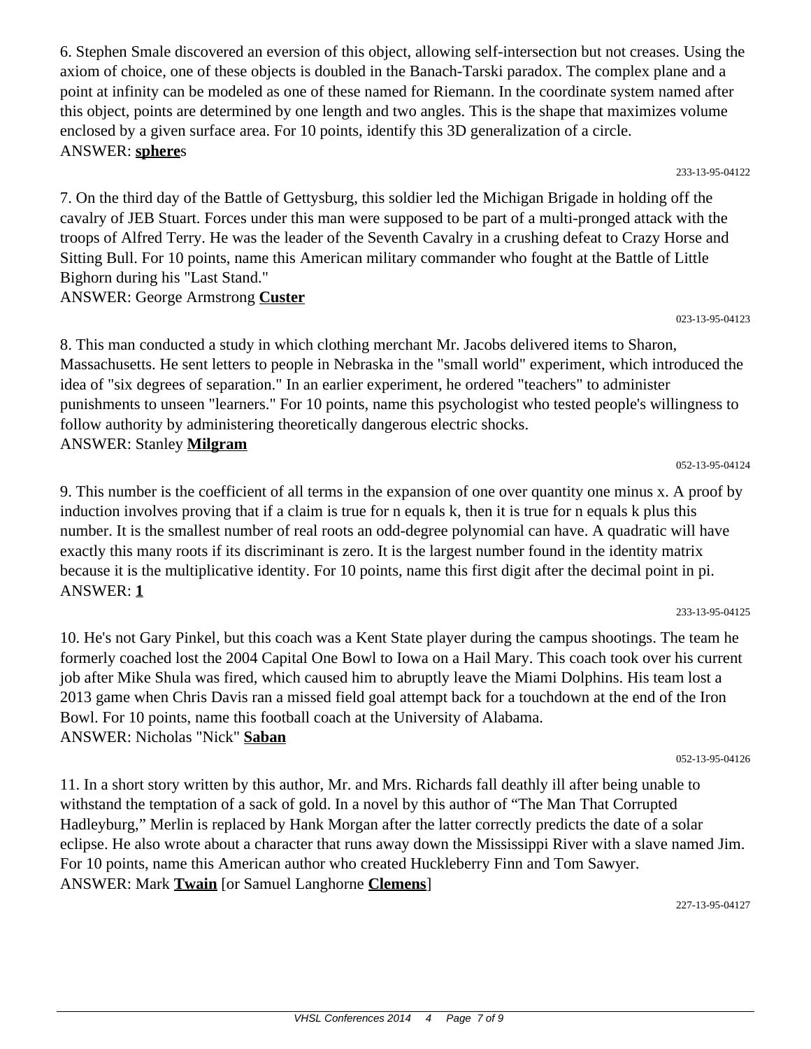6. Stephen Smale discovered an eversion of this object, allowing self-intersection but not creases. Using the axiom of choice, one of these objects is doubled in the Banach-Tarski paradox. The complex plane and a point at infinity can be modeled as one of these named for Riemann. In the coordinate system named after this object, points are determined by one length and two angles. This is the shape that maximizes volume enclosed by a given surface area. For 10 points, identify this 3D generalization of a circle.
ANSWER: **sphere**s

233-13-95-04122

7. On the third day of the Battle of Gettysburg, this soldier led the Michigan Brigade in holding off the cavalry of JEB Stuart. Forces under this man were supposed to be part of a multi-pronged attack with the troops of Alfred Terry. He was the leader of the Seventh Cavalry in a crushing defeat to Crazy Horse and Sitting Bull. For 10 points, name this American military commander who fought at the Battle of Little Bighorn during his "Last Stand."
ANSWER: George Armstrong **Custer**

023-13-95-04123

8. This man conducted a study in which clothing merchant Mr. Jacobs delivered items to Sharon, Massachusetts. He sent letters to people in Nebraska in the "small world" experiment, which introduced the idea of "six degrees of separation." In an earlier experiment, he ordered "teachers" to administer punishments to unseen "learners." For 10 points, name this psychologist who tested people's willingness to follow authority by administering theoretically dangerous electric shocks.
ANSWER: Stanley **Milgram**

052-13-95-04124

9. This number is the coefficient of all terms in the expansion of one over quantity one minus x. A proof by induction involves proving that if a claim is true for n equals k, then it is true for n equals k plus this number. It is the smallest number of real roots an odd-degree polynomial can have. A quadratic will have exactly this many roots if its discriminant is zero. It is the largest number found in the identity matrix because it is the multiplicative identity. For 10 points, name this first digit after the decimal point in pi.
ANSWER: **1**

233-13-95-04125

10. He's not Gary Pinkel, but this coach was a Kent State player during the campus shootings. The team he formerly coached lost the 2004 Capital One Bowl to Iowa on a Hail Mary. This coach took over his current job after Mike Shula was fired, which caused him to abruptly leave the Miami Dolphins. His team lost a 2013 game when Chris Davis ran a missed field goal attempt back for a touchdown at the end of the Iron Bowl. For 10 points, name this football coach at the University of Alabama.
ANSWER: Nicholas "Nick" **Saban**

052-13-95-04126

11. In a short story written by this author, Mr. and Mrs. Richards fall deathly ill after being unable to withstand the temptation of a sack of gold. In a novel by this author of "The Man That Corrupted Hadleyburg," Merlin is replaced by Hank Morgan after the latter correctly predicts the date of a solar eclipse. He also wrote about a character that runs away down the Mississippi River with a slave named Jim. For 10 points, name this American author who created Huckleberry Finn and Tom Sawyer.
ANSWER: Mark **Twain** [or Samuel Langhorne **Clemens**]

227-13-95-04127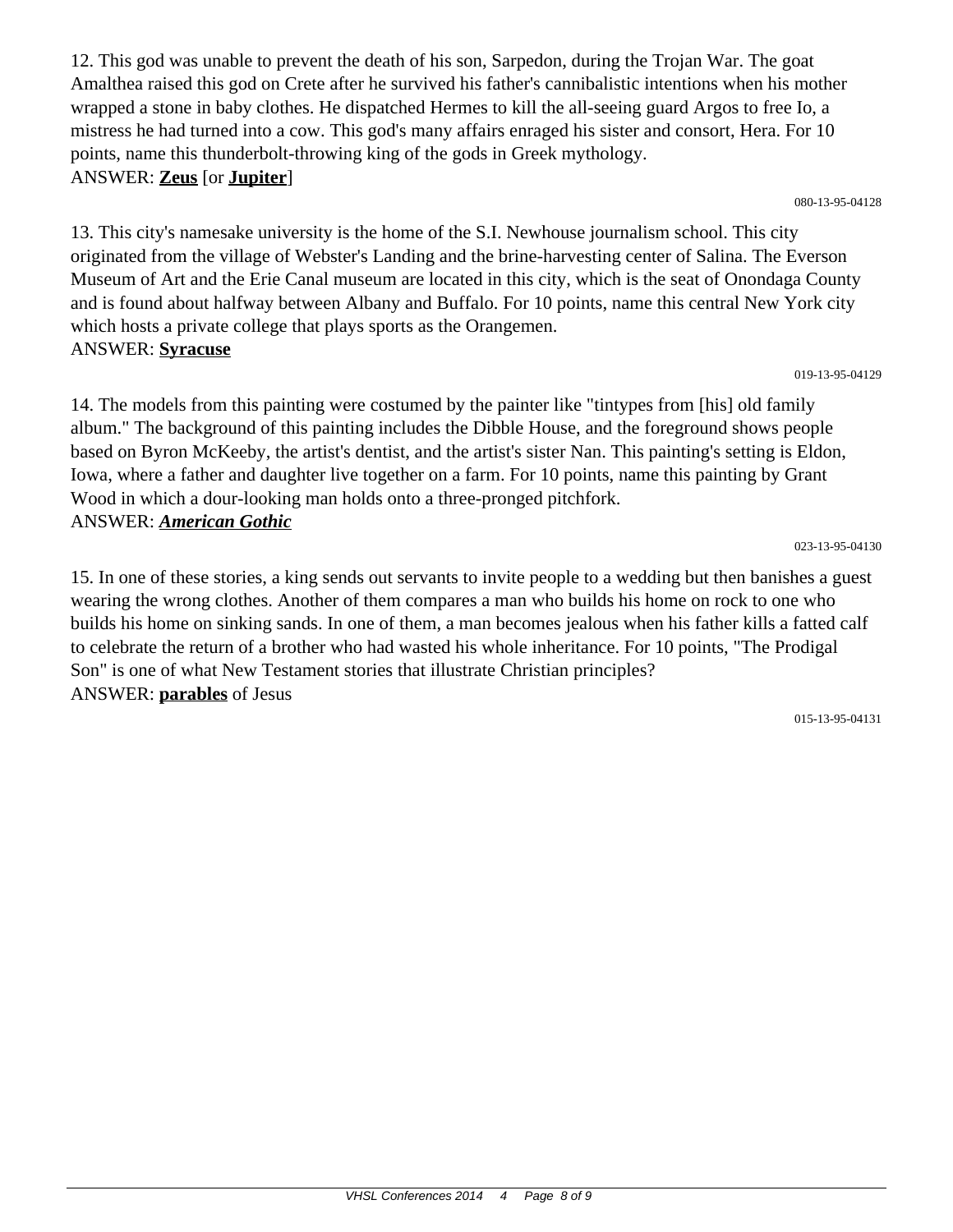12. This god was unable to prevent the death of his son, Sarpedon, during the Trojan War. The goat Amalthea raised this god on Crete after he survived his father's cannibalistic intentions when his mother wrapped a stone in baby clothes. He dispatched Hermes to kill the all-seeing guard Argos to free Io, a mistress he had turned into a cow. This god's many affairs enraged his sister and consort, Hera. For 10 points, name this thunderbolt-throwing king of the gods in Greek mythology.
ANSWER: **Zeus** [or **Jupiter**]

080-13-95-04128

13. This city's namesake university is the home of the S.I. Newhouse journalism school. This city originated from the village of Webster's Landing and the brine-harvesting center of Salina. The Everson Museum of Art and the Erie Canal museum are located in this city, which is the seat of Onondaga County and is found about halfway between Albany and Buffalo. For 10 points, name this central New York city which hosts a private college that plays sports as the Orangemen.
ANSWER: **Syracuse**

019-13-95-04129

14. The models from this painting were costumed by the painter like "tintypes from [his] old family album." The background of this painting includes the Dibble House, and the foreground shows people based on Byron McKeeby, the artist's dentist, and the artist's sister Nan. This painting's setting is Eldon, Iowa, where a father and daughter live together on a farm. For 10 points, name this painting by Grant Wood in which a dour-looking man holds onto a three-pronged pitchfork.
ANSWER: ***American Gothic***

023-13-95-04130

15. In one of these stories, a king sends out servants to invite people to a wedding but then banishes a guest wearing the wrong clothes. Another of them compares a man who builds his home on rock to one who builds his home on sinking sands. In one of them, a man becomes jealous when his father kills a fatted calf to celebrate the return of a brother who had wasted his whole inheritance. For 10 points, "The Prodigal Son" is one of what New Testament stories that illustrate Christian principles?
ANSWER: **parables** of Jesus

015-13-95-04131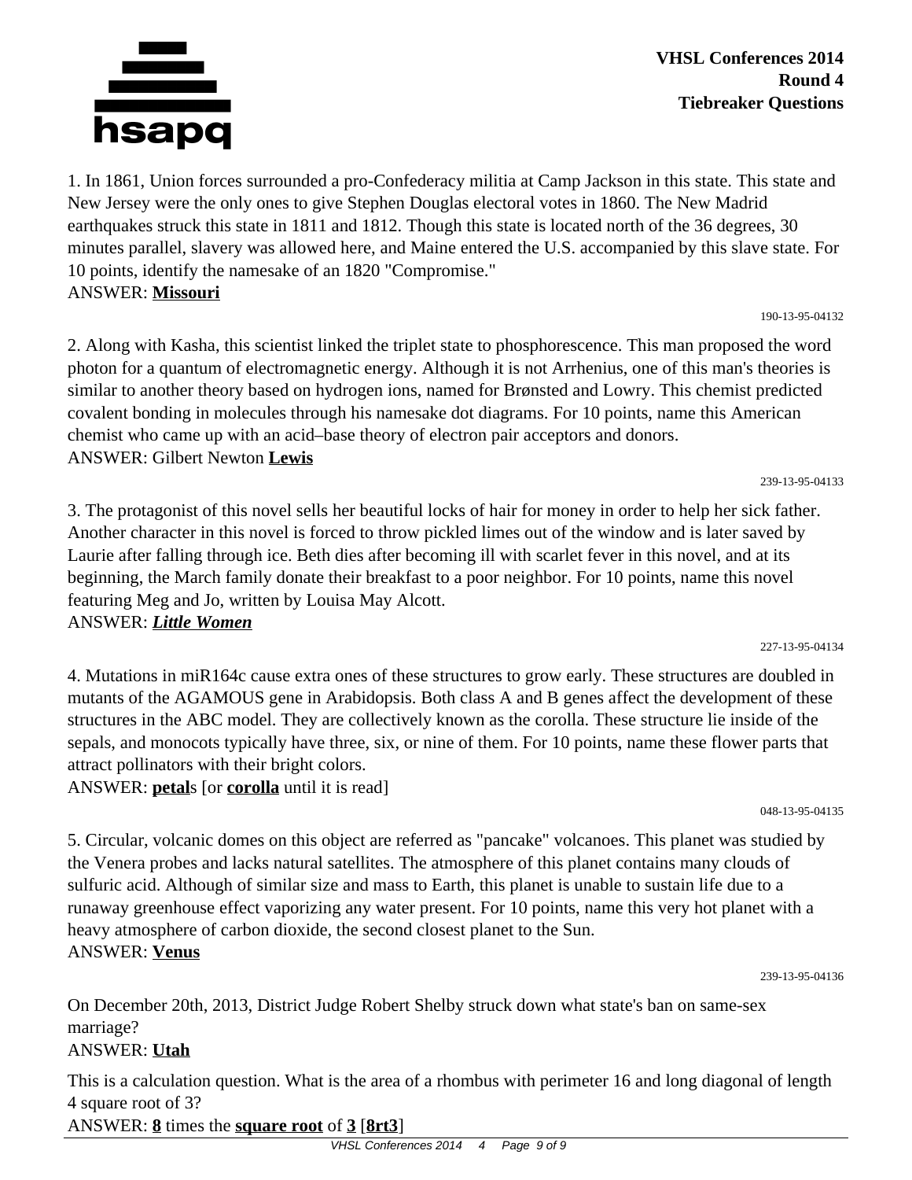**VHSL Conferences 2014**
**Round 4**
**Tiebreaker Questions**

1. In 1861, Union forces surrounded a pro-Confederacy militia at Camp Jackson in this state. This state and New Jersey were the only ones to give Stephen Douglas electoral votes in 1860. The New Madrid earthquakes struck this state in 1811 and 1812. Though this state is located north of the 36 degrees, 30 minutes parallel, slavery was allowed here, and Maine entered the U.S. accompanied by this slave state. For 10 points, identify the namesake of an 1820 "Compromise."
ANSWER: **Missouri**

190-13-95-04132

2. Along with Kasha, this scientist linked the triplet state to phosphorescence. This man proposed the word photon for a quantum of electromagnetic energy. Although it is not Arrhenius, one of this man's theories is similar to another theory based on hydrogen ions, named for Brønsted and Lowry. This chemist predicted covalent bonding in molecules through his namesake dot diagrams. For 10 points, name this American chemist who came up with an acid–base theory of electron pair acceptors and donors.
ANSWER: Gilbert Newton **Lewis**

239-13-95-04133

3. The protagonist of this novel sells her beautiful locks of hair for money in order to help her sick father. Another character in this novel is forced to throw pickled limes out of the window and is later saved by Laurie after falling through ice. Beth dies after becoming ill with scarlet fever in this novel, and at its beginning, the March family donate their breakfast to a poor neighbor. For 10 points, name this novel featuring Meg and Jo, written by Louisa May Alcott.
ANSWER: ***Little Women***

227-13-95-04134

4. Mutations in miR164c cause extra ones of these structures to grow early. These structures are doubled in mutants of the AGAMOUS gene in Arabidopsis. Both class A and B genes affect the development of these structures in the ABC model. They are collectively known as the corolla. These structure lie inside of the sepals, and monocots typically have three, six, or nine of them. For 10 points, name these flower parts that attract pollinators with their bright colors.
ANSWER: **petal**s [or **corolla** until it is read]

048-13-95-04135

5. Circular, volcanic domes on this object are referred as "pancake" volcanoes. This planet was studied by the Venera probes and lacks natural satellites. The atmosphere of this planet contains many clouds of sulfuric acid. Although of similar size and mass to Earth, this planet is unable to sustain life due to a runaway greenhouse effect vaporizing any water present. For 10 points, name this very hot planet with a heavy atmosphere of carbon dioxide, the second closest planet to the Sun.
ANSWER: **Venus**

239-13-95-04136

On December 20th, 2013, District Judge Robert Shelby struck down what state's ban on same-sex marriage?
ANSWER: **Utah**

This is a calculation question. What is the area of a rhombus with perimeter 16 and long diagonal of length 4 square root of 3?
ANSWER: **8** times the **square root** of **3** [**8rt3**]